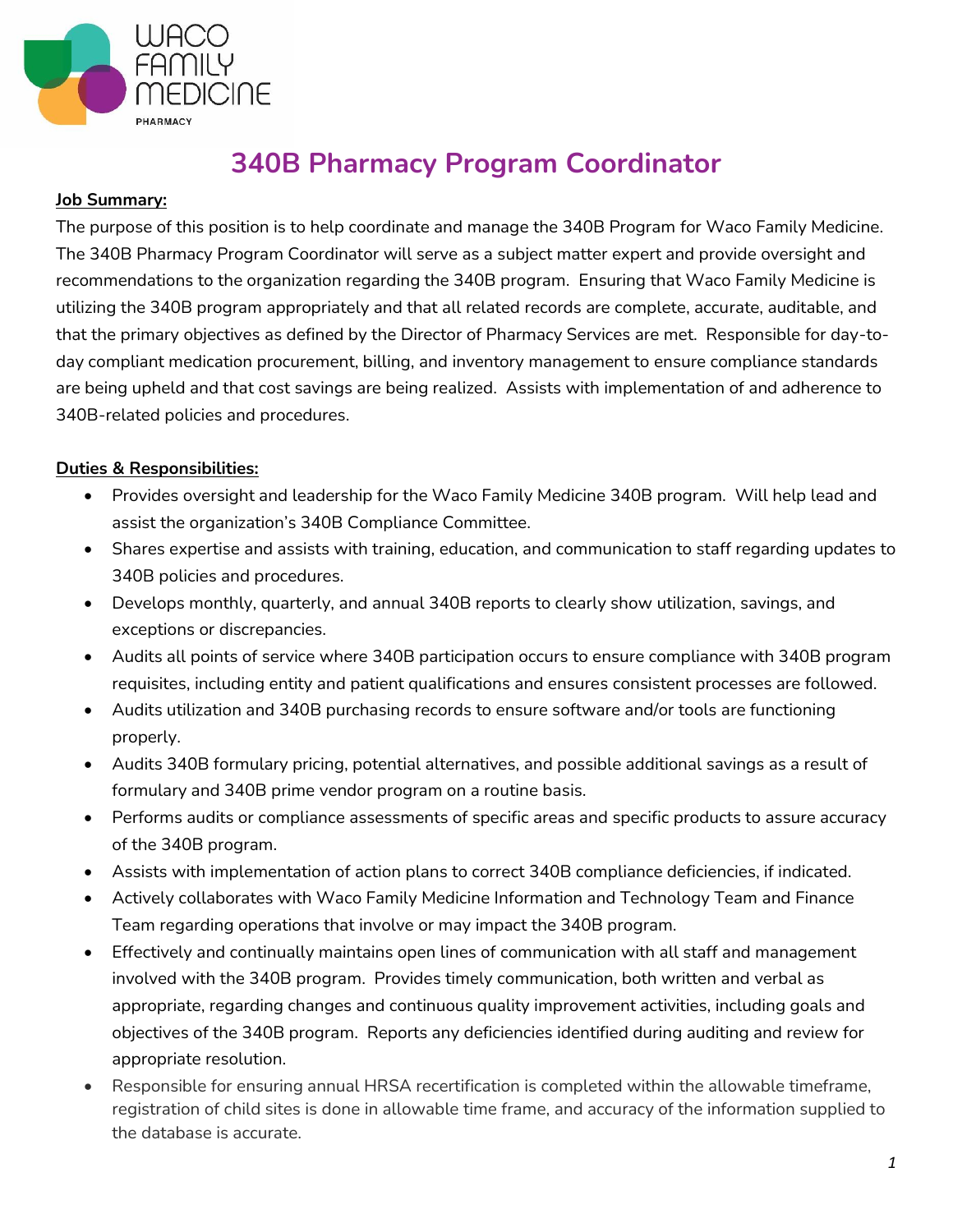WACO FAMILY MEDICINE PHARMACY

# 340B Pharmacy Program Coordinator

**Job Summary:**

The purpose of this position is to help coordinate and manage the 340B Program for Waco Family Medicine. The 340B Pharmacy Program Coordinator will serve as a subject matter expert and provide oversight and recommendations to the organization regarding the 340B program. Ensuring that Waco Family Medicine is utilizing the 340B program appropriately and that all related records are complete, accurate, auditable, and that the primary objectives as defined by the Director of Pharmacy Services are met. Responsible for day-to-day compliant medication procurement, billing, and inventory management to ensure compliance standards are being upheld and that cost savings are being realized. Assists with implementation of and adherence to 340B-related policies and procedures.

**Duties & Responsibilities:**

- Provides oversight and leadership for the Waco Family Medicine 340B program. Will help lead and assist the organization's 340B Compliance Committee.
- Shares expertise and assists with training, education, and communication to staff regarding updates to 340B policies and procedures.
- Develops monthly, quarterly, and annual 340B reports to clearly show utilization, savings, and exceptions or discrepancies.
- Audits all points of service where 340B participation occurs to ensure compliance with 340B program requisites, including entity and patient qualifications and ensures consistent processes are followed.
- Audits utilization and 340B purchasing records to ensure software and/or tools are functioning properly.
- Audits 340B formulary pricing, potential alternatives, and possible additional savings as a result of formulary and 340B prime vendor program on a routine basis.
- Performs audits or compliance assessments of specific areas and specific products to assure accuracy of the 340B program.
- Assists with implementation of action plans to correct 340B compliance deficiencies, if indicated.
- Actively collaborates with Waco Family Medicine Information and Technology Team and Finance Team regarding operations that involve or may impact the 340B program.
- Effectively and continually maintains open lines of communication with all staff and management involved with the 340B program. Provides timely communication, both written and verbal as appropriate, regarding changes and continuous quality improvement activities, including goals and objectives of the 340B program. Reports any deficiencies identified during auditing and review for appropriate resolution.
- Responsible for ensuring annual HRSA recertification is completed within the allowable timeframe, registration of child sites is done in allowable time frame, and accuracy of the information supplied to the database is accurate.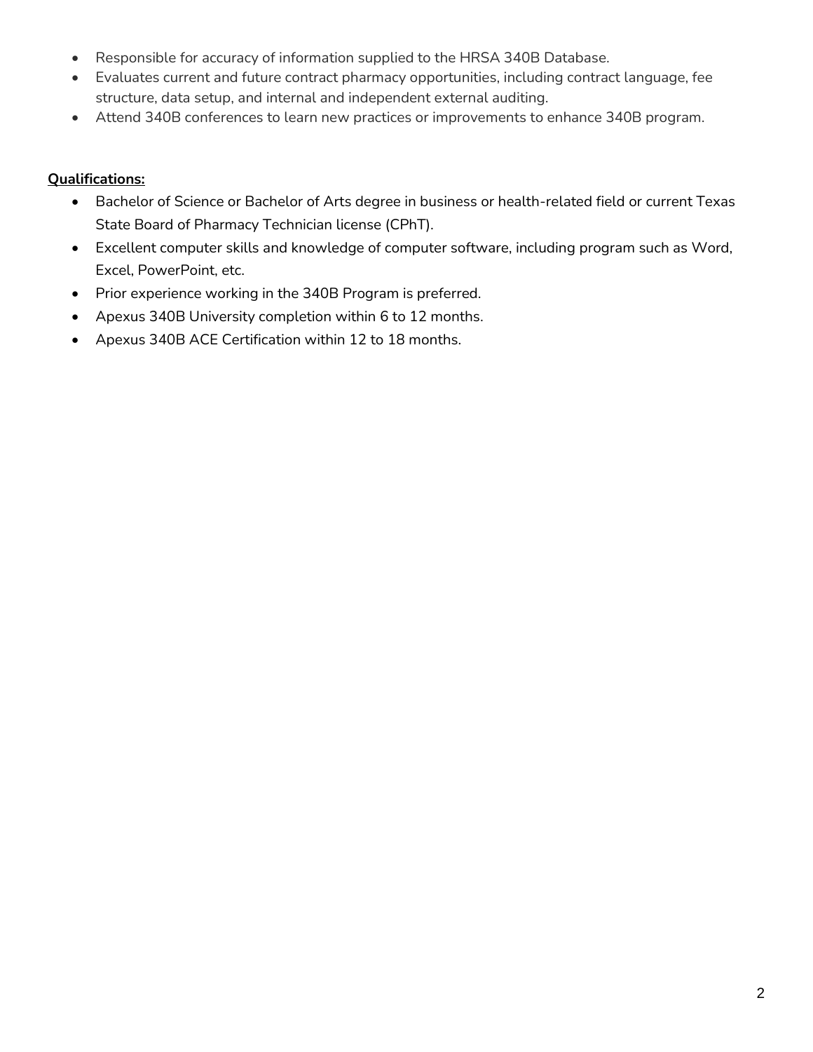- Responsible for accuracy of information supplied to the HRSA 340B Database.
- Evaluates current and future contract pharmacy opportunities, including contract language, fee structure, data setup, and internal and independent external auditing.
- Attend 340B conferences to learn new practices or improvements to enhance 340B program.

**Qualifications:**

- Bachelor of Science or Bachelor of Arts degree in business or health-related field or current Texas State Board of Pharmacy Technician license (CPhT).
- Excellent computer skills and knowledge of computer software, including program such as Word, Excel, PowerPoint, etc.
- Prior experience working in the 340B Program is preferred.
- Apexus 340B University completion within 6 to 12 months.
- Apexus 340B ACE Certification within 12 to 18 months.